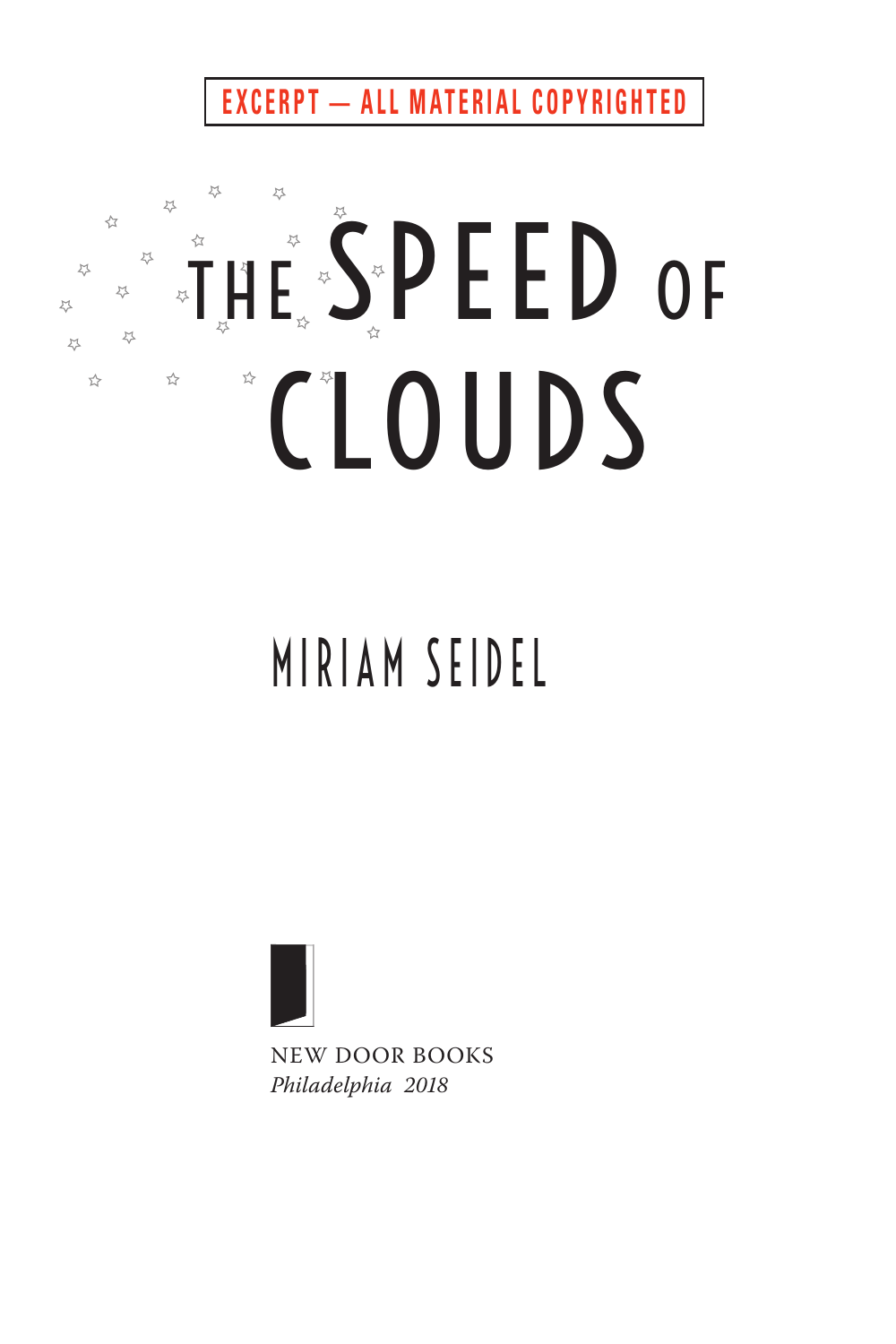EXCERPT — ALL MATERIAL COPYRIGHTED

# THE SPEED OF CLOUDS

## MIRIAM SEIDEL

NEW DOOR BOOKS
*Philadelphia 2018*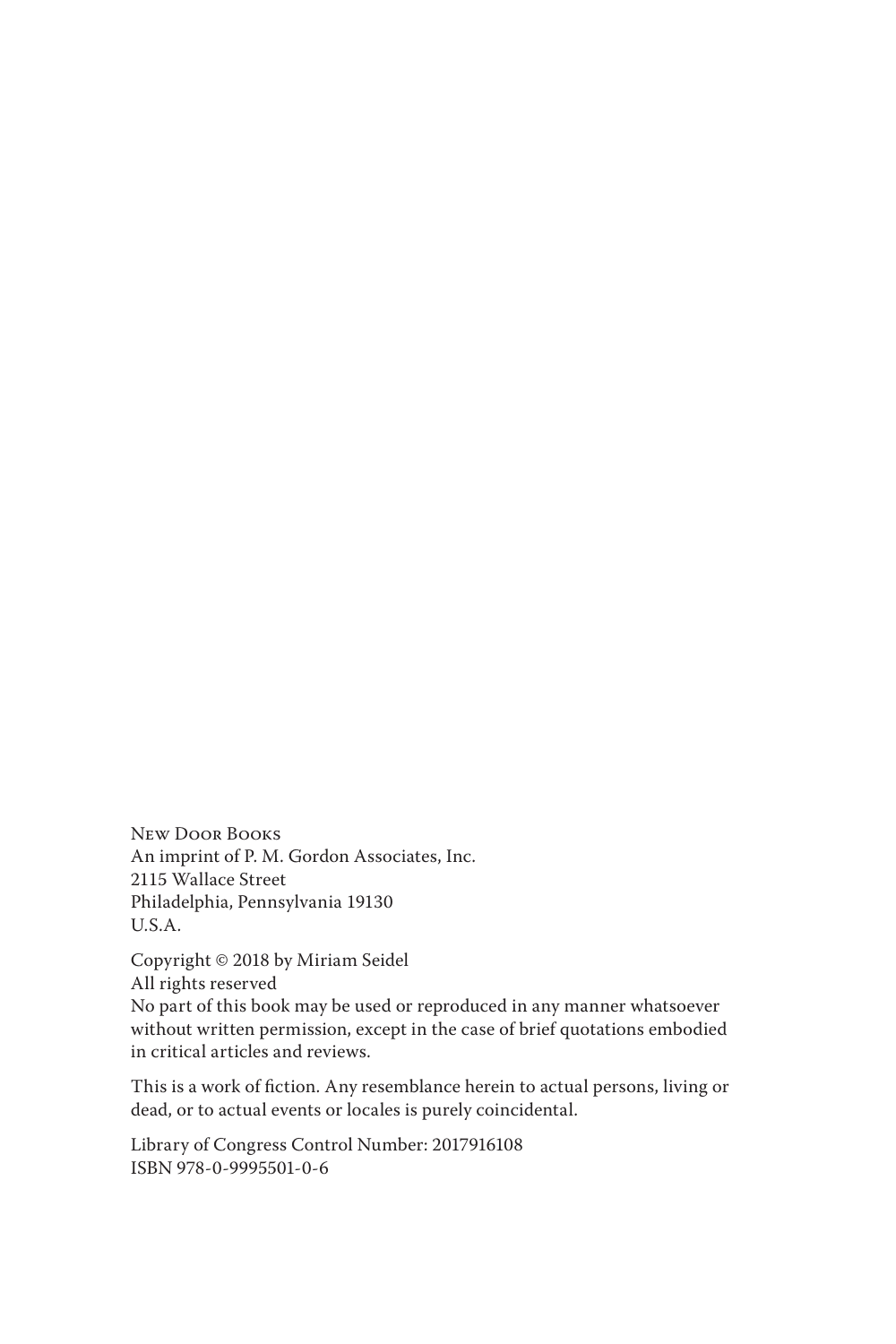New Door Books
An imprint of P. M. Gordon Associates, Inc.
2115 Wallace Street
Philadelphia, Pennsylvania 19130
U.S.A.

Copyright © 2018 by Miriam Seidel
All rights reserved
No part of this book may be used or reproduced in any manner whatsoever without written permission, except in the case of brief quotations embodied in critical articles and reviews.

This is a work of fiction. Any resemblance herein to actual persons, living or dead, or to actual events or locales is purely coincidental.

Library of Congress Control Number: 2017916108
ISBN 978-0-9995501-0-6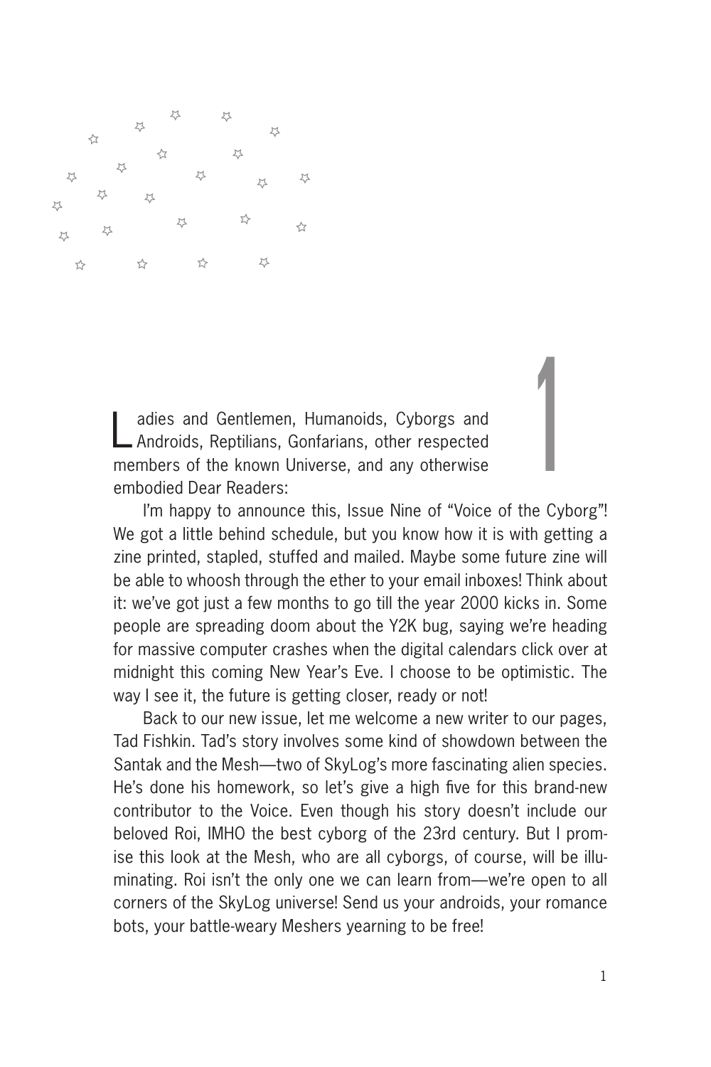# 1

Ladies and Gentlemen, Humanoids, Cyborgs and Androids, Reptilians, Gonfarians, other respected members of the known Universe, and any otherwise embodied Dear Readers:

I'm happy to announce this, Issue Nine of "Voice of the Cyborg"! We got a little behind schedule, but you know how it is with getting a zine printed, stapled, stuffed and mailed. Maybe some future zine will be able to whoosh through the ether to your email inboxes! Think about it: we've got just a few months to go till the year 2000 kicks in. Some people are spreading doom about the Y2K bug, saying we're heading for massive computer crashes when the digital calendars click over at midnight this coming New Year's Eve. I choose to be optimistic. The way I see it, the future is getting closer, ready or not!

Back to our new issue, let me welcome a new writer to our pages, Tad Fishkin. Tad's story involves some kind of showdown between the Santak and the Mesh—two of SkyLog's more fascinating alien species. He's done his homework, so let's give a high five for this brand-new contributor to the Voice. Even though his story doesn't include our beloved Roi, IMHO the best cyborg of the 23rd century. But I promise this look at the Mesh, who are all cyborgs, of course, will be illuminating. Roi isn't the only one we can learn from—we're open to all corners of the SkyLog universe! Send us your androids, your romance bots, your battle-weary Meshers yearning to be free!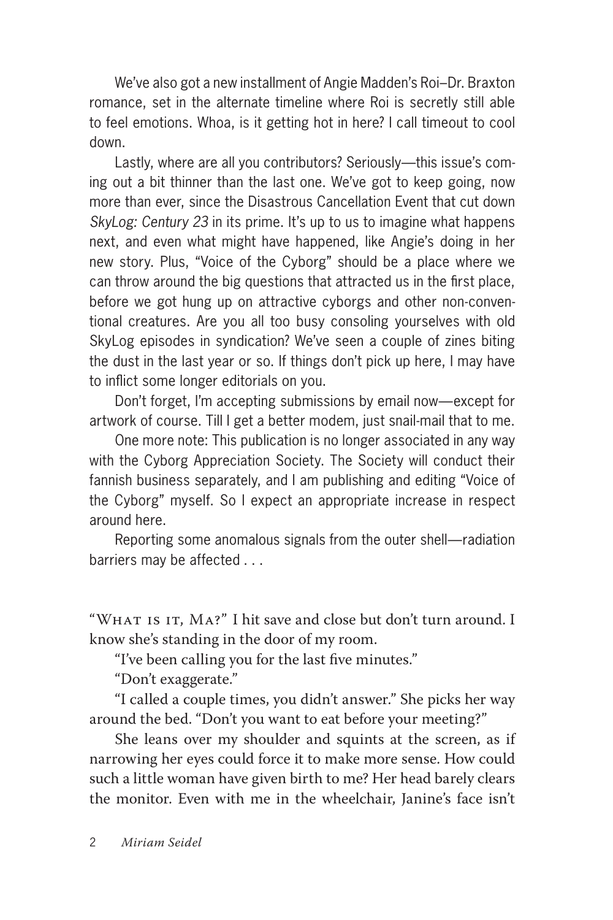We've also got a new installment of Angie Madden's Roi–Dr. Braxton romance, set in the alternate timeline where Roi is secretly still able to feel emotions. Whoa, is it getting hot in here? I call timeout to cool down.

Lastly, where are all you contributors? Seriously—this issue's coming out a bit thinner than the last one. We've got to keep going, now more than ever, since the Disastrous Cancellation Event that cut down *SkyLog: Century 23* in its prime. It's up to us to imagine what happens next, and even what might have happened, like Angie's doing in her new story. Plus, "Voice of the Cyborg" should be a place where we can throw around the big questions that attracted us in the first place, before we got hung up on attractive cyborgs and other non-conventional creatures. Are you all too busy consoling yourselves with old SkyLog episodes in syndication? We've seen a couple of zines biting the dust in the last year or so. If things don't pick up here, I may have to inflict some longer editorials on you.

Don't forget, I'm accepting submissions by email now—except for artwork of course. Till I get a better modem, just snail-mail that to me.

One more note: This publication is no longer associated in any way with the Cyborg Appreciation Society. The Society will conduct their fannish business separately, and I am publishing and editing "Voice of the Cyborg" myself. So I expect an appropriate increase in respect around here.

Reporting some anomalous signals from the outer shell—radiation barriers may be affected . . .

"What is it, Ma?" I hit save and close but don't turn around. I know she's standing in the door of my room.

"I've been calling you for the last five minutes."

"Don't exaggerate."

"I called a couple times, you didn't answer." She picks her way around the bed. "Don't you want to eat before your meeting?"

She leans over my shoulder and squints at the screen, as if narrowing her eyes could force it to make more sense. How could such a little woman have given birth to me? Her head barely clears the monitor. Even with me in the wheelchair, Janine's face isn't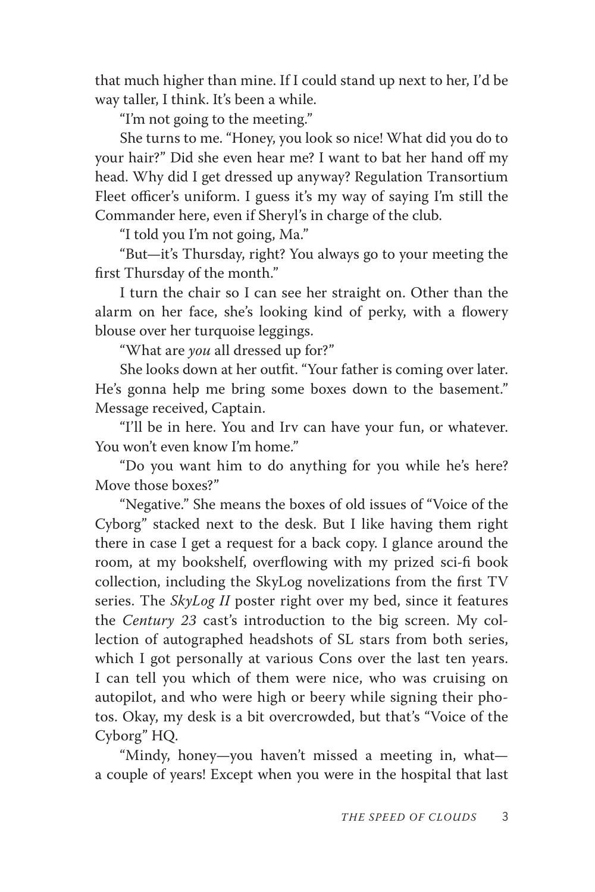that much higher than mine. If I could stand up next to her, I'd be way taller, I think. It's been a while.

"I'm not going to the meeting."

She turns to me. "Honey, you look so nice! What did you do to your hair?" Did she even hear me? I want to bat her hand off my head. Why did I get dressed up anyway? Regulation Transortium Fleet officer's uniform. I guess it's my way of saying I'm still the Commander here, even if Sheryl's in charge of the club.

"I told you I'm not going, Ma."

"But—it's Thursday, right? You always go to your meeting the first Thursday of the month."

I turn the chair so I can see her straight on. Other than the alarm on her face, she's looking kind of perky, with a flowery blouse over her turquoise leggings.

"What are *you* all dressed up for?"

She looks down at her outfit. "Your father is coming over later. He's gonna help me bring some boxes down to the basement." Message received, Captain.

"I'll be in here. You and Irv can have your fun, or whatever. You won't even know I'm home."

"Do you want him to do anything for you while he's here? Move those boxes?"

"Negative." She means the boxes of old issues of "Voice of the Cyborg" stacked next to the desk. But I like having them right there in case I get a request for a back copy. I glance around the room, at my bookshelf, overflowing with my prized sci-fi book collection, including the SkyLog novelizations from the first TV series. The *SkyLog II* poster right over my bed, since it features the *Century 23* cast's introduction to the big screen. My collection of autographed headshots of SL stars from both series, which I got personally at various Cons over the last ten years. I can tell you which of them were nice, who was cruising on autopilot, and who were high or beery while signing their photos. Okay, my desk is a bit overcrowded, but that's "Voice of the Cyborg" HQ.

"Mindy, honey—you haven't missed a meeting in, what—a couple of years! Except when you were in the hospital that last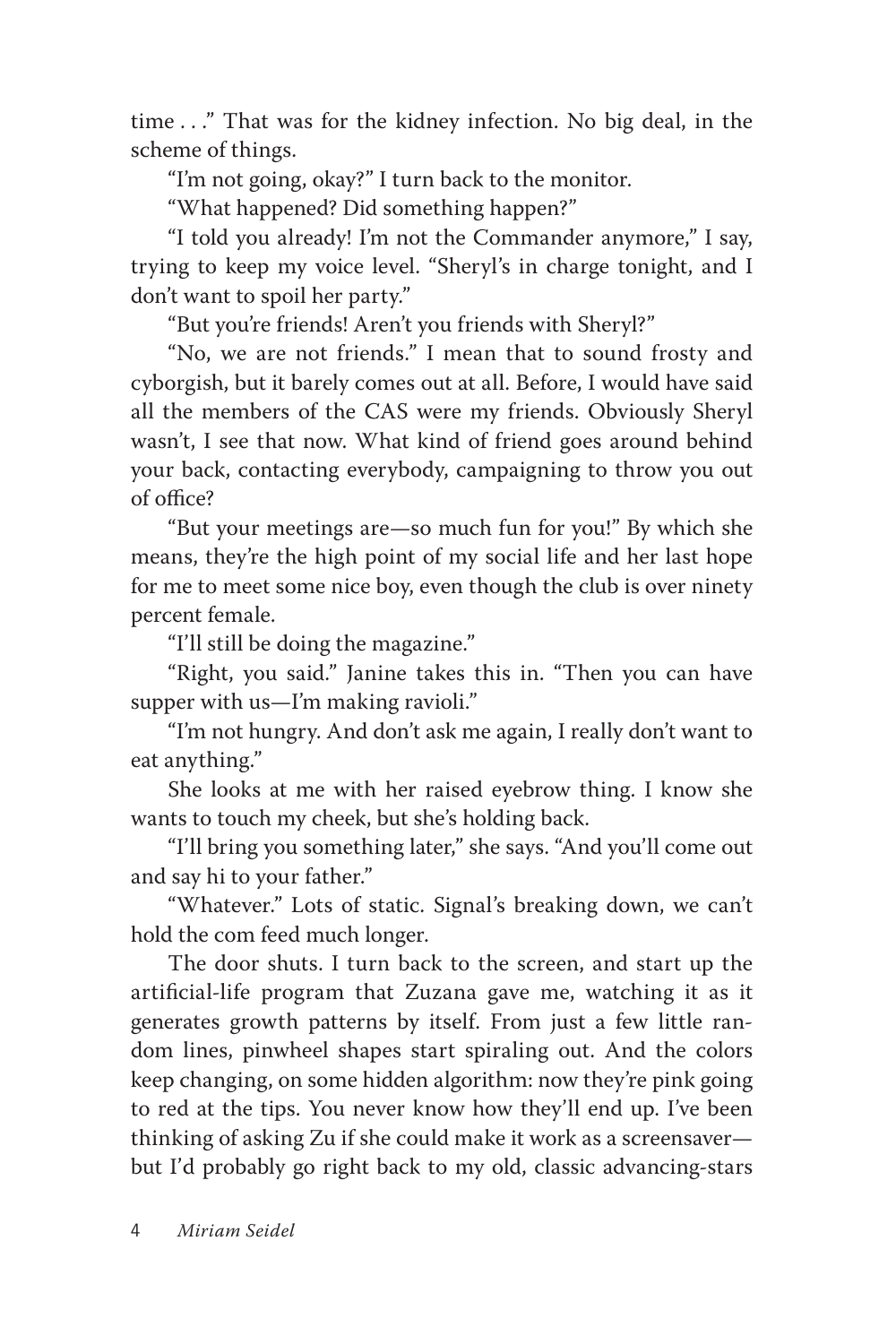time . . ." That was for the kidney infection. No big deal, in the scheme of things.

"I'm not going, okay?" I turn back to the monitor.

"What happened? Did something happen?"

"I told you already! I'm not the Commander anymore," I say, trying to keep my voice level. "Sheryl's in charge tonight, and I don't want to spoil her party."

"But you're friends! Aren't you friends with Sheryl?"

"No, we are not friends." I mean that to sound frosty and cyborgish, but it barely comes out at all. Before, I would have said all the members of the CAS were my friends. Obviously Sheryl wasn't, I see that now. What kind of friend goes around behind your back, contacting everybody, campaigning to throw you out of office?

"But your meetings are—so much fun for you!" By which she means, they're the high point of my social life and her last hope for me to meet some nice boy, even though the club is over ninety percent female.

"I'll still be doing the magazine."

"Right, you said." Janine takes this in. "Then you can have supper with us—I'm making ravioli."

"I'm not hungry. And don't ask me again, I really don't want to eat anything."

She looks at me with her raised eyebrow thing. I know she wants to touch my cheek, but she's holding back.

"I'll bring you something later," she says. "And you'll come out and say hi to your father."

"Whatever." Lots of static. Signal's breaking down, we can't hold the com feed much longer.

The door shuts. I turn back to the screen, and start up the artificial-life program that Zuzana gave me, watching it as it generates growth patterns by itself. From just a few little random lines, pinwheel shapes start spiraling out. And the colors keep changing, on some hidden algorithm: now they're pink going to red at the tips. You never know how they'll end up. I've been thinking of asking Zu if she could make it work as a screensaver—but I'd probably go right back to my old, classic advancing-stars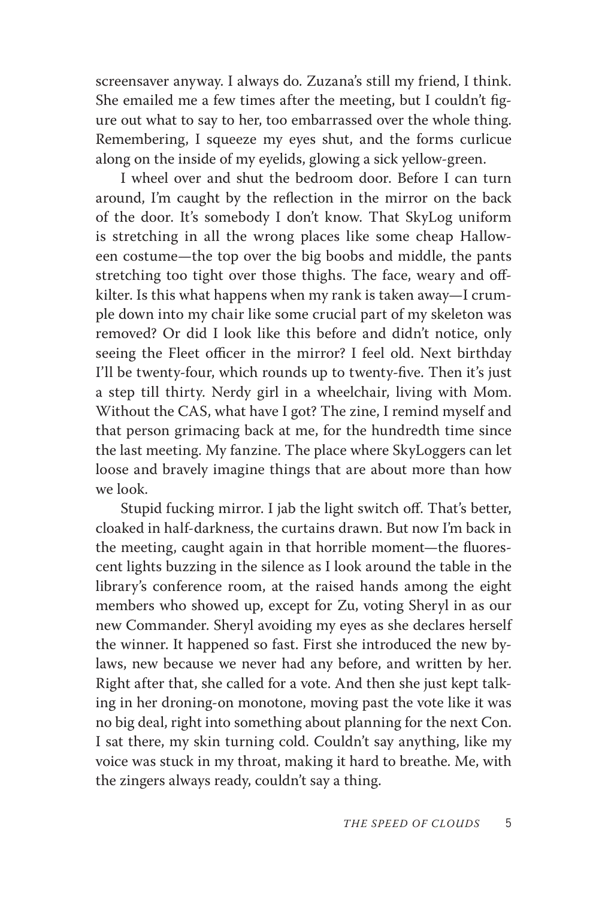screensaver anyway. I always do. Zuzana's still my friend, I think. She emailed me a few times after the meeting, but I couldn't figure out what to say to her, too embarrassed over the whole thing. Remembering, I squeeze my eyes shut, and the forms curlicue along on the inside of my eyelids, glowing a sick yellow-green.

I wheel over and shut the bedroom door. Before I can turn around, I'm caught by the reflection in the mirror on the back of the door. It's somebody I don't know. That SkyLog uniform is stretching in all the wrong places like some cheap Halloween costume—the top over the big boobs and middle, the pants stretching too tight over those thighs. The face, weary and off-kilter. Is this what happens when my rank is taken away—I crumple down into my chair like some crucial part of my skeleton was removed? Or did I look like this before and didn't notice, only seeing the Fleet officer in the mirror? I feel old. Next birthday I'll be twenty-four, which rounds up to twenty-five. Then it's just a step till thirty. Nerdy girl in a wheelchair, living with Mom. Without the CAS, what have I got? The zine, I remind myself and that person grimacing back at me, for the hundredth time since the last meeting. My fanzine. The place where SkyLoggers can let loose and bravely imagine things that are about more than how we look.

Stupid fucking mirror. I jab the light switch off. That's better, cloaked in half-darkness, the curtains drawn. But now I'm back in the meeting, caught again in that horrible moment—the fluorescent lights buzzing in the silence as I look around the table in the library's conference room, at the raised hands among the eight members who showed up, except for Zu, voting Sheryl in as our new Commander. Sheryl avoiding my eyes as she declares herself the winner. It happened so fast. First she introduced the new bylaws, new because we never had any before, and written by her. Right after that, she called for a vote. And then she just kept talking in her droning-on monotone, moving past the vote like it was no big deal, right into something about planning for the next Con. I sat there, my skin turning cold. Couldn't say anything, like my voice was stuck in my throat, making it hard to breathe. Me, with the zingers always ready, couldn't say a thing.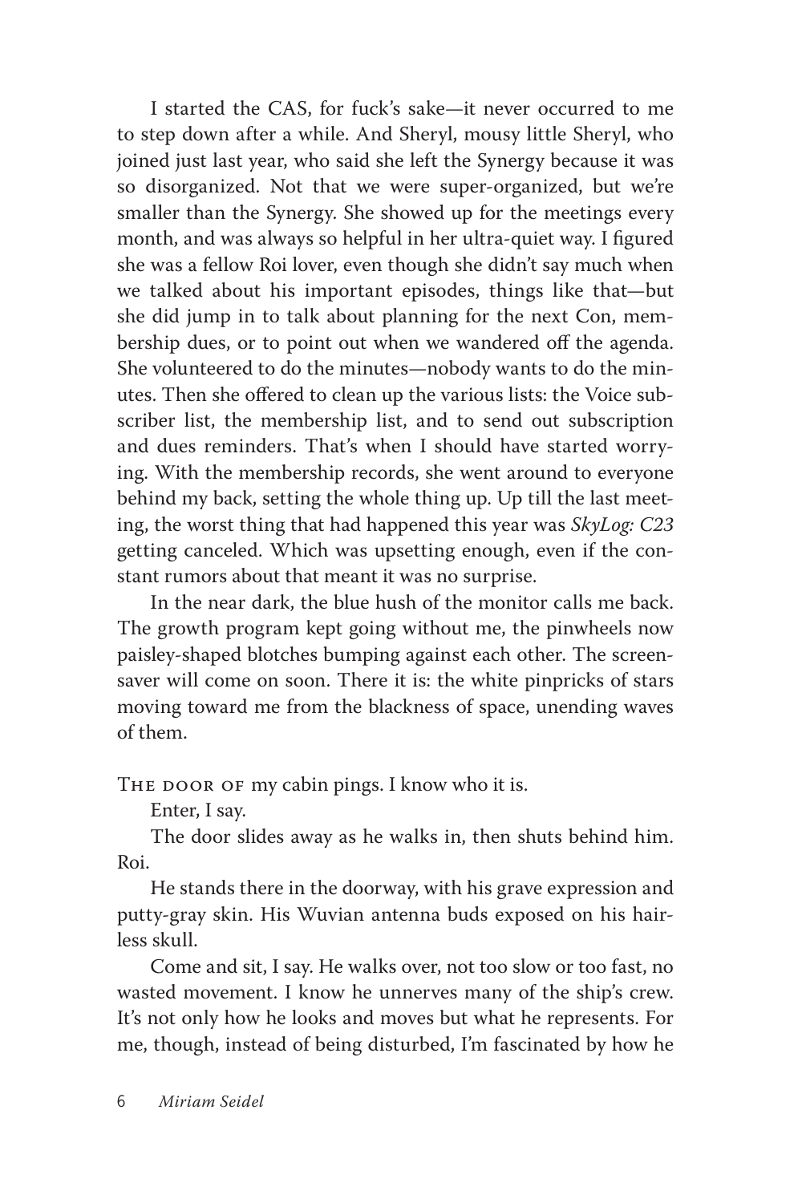I started the CAS, for fuck's sake—it never occurred to me to step down after a while. And Sheryl, mousy little Sheryl, who joined just last year, who said she left the Synergy because it was so disorganized. Not that we were super-organized, but we're smaller than the Synergy. She showed up for the meetings every month, and was always so helpful in her ultra-quiet way. I figured she was a fellow Roi lover, even though she didn't say much when we talked about his important episodes, things like that—but she did jump in to talk about planning for the next Con, membership dues, or to point out when we wandered off the agenda. She volunteered to do the minutes—nobody wants to do the minutes. Then she offered to clean up the various lists: the Voice subscriber list, the membership list, and to send out subscription and dues reminders. That's when I should have started worrying. With the membership records, she went around to everyone behind my back, setting the whole thing up. Up till the last meeting, the worst thing that had happened this year was *SkyLog: C23* getting canceled. Which was upsetting enough, even if the constant rumors about that meant it was no surprise.

In the near dark, the blue hush of the monitor calls me back. The growth program kept going without me, the pinwheels now paisley-shaped blotches bumping against each other. The screensaver will come on soon. There it is: the white pinpricks of stars moving toward me from the blackness of space, unending waves of them.

The door of my cabin pings. I know who it is.

Enter, I say.

The door slides away as he walks in, then shuts behind him. Roi.

He stands there in the doorway, with his grave expression and putty-gray skin. His Wuvian antenna buds exposed on his hairless skull.

Come and sit, I say. He walks over, not too slow or too fast, no wasted movement. I know he unnerves many of the ship's crew. It's not only how he looks and moves but what he represents. For me, though, instead of being disturbed, I'm fascinated by how he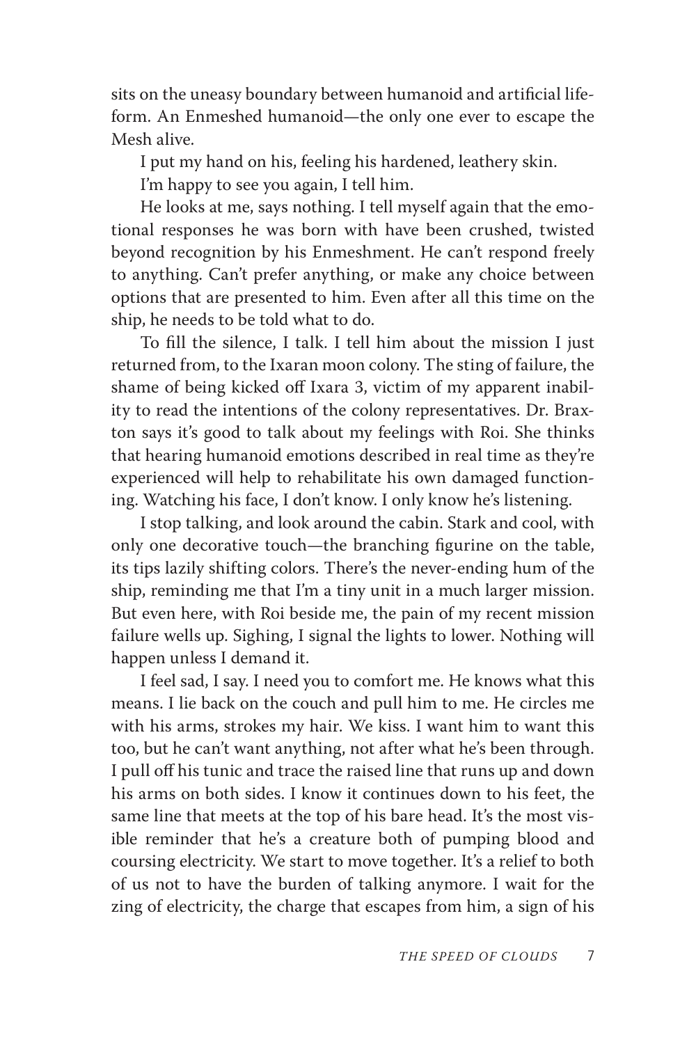sits on the uneasy boundary between humanoid and artificial lifeform. An Enmeshed humanoid—the only one ever to escape the Mesh alive.

I put my hand on his, feeling his hardened, leathery skin.

I'm happy to see you again, I tell him.

He looks at me, says nothing. I tell myself again that the emotional responses he was born with have been crushed, twisted beyond recognition by his Enmeshment. He can't respond freely to anything. Can't prefer anything, or make any choice between options that are presented to him. Even after all this time on the ship, he needs to be told what to do.

To fill the silence, I talk. I tell him about the mission I just returned from, to the Ixaran moon colony. The sting of failure, the shame of being kicked off Ixara 3, victim of my apparent inability to read the intentions of the colony representatives. Dr. Braxton says it's good to talk about my feelings with Roi. She thinks that hearing humanoid emotions described in real time as they're experienced will help to rehabilitate his own damaged functioning. Watching his face, I don't know. I only know he's listening.

I stop talking, and look around the cabin. Stark and cool, with only one decorative touch—the branching figurine on the table, its tips lazily shifting colors. There's the never-ending hum of the ship, reminding me that I'm a tiny unit in a much larger mission. But even here, with Roi beside me, the pain of my recent mission failure wells up. Sighing, I signal the lights to lower. Nothing will happen unless I demand it.

I feel sad, I say. I need you to comfort me. He knows what this means. I lie back on the couch and pull him to me. He circles me with his arms, strokes my hair. We kiss. I want him to want this too, but he can't want anything, not after what he's been through. I pull off his tunic and trace the raised line that runs up and down his arms on both sides. I know it continues down to his feet, the same line that meets at the top of his bare head. It's the most visible reminder that he's a creature both of pumping blood and coursing electricity. We start to move together. It's a relief to both of us not to have the burden of talking anymore. I wait for the zing of electricity, the charge that escapes from him, a sign of his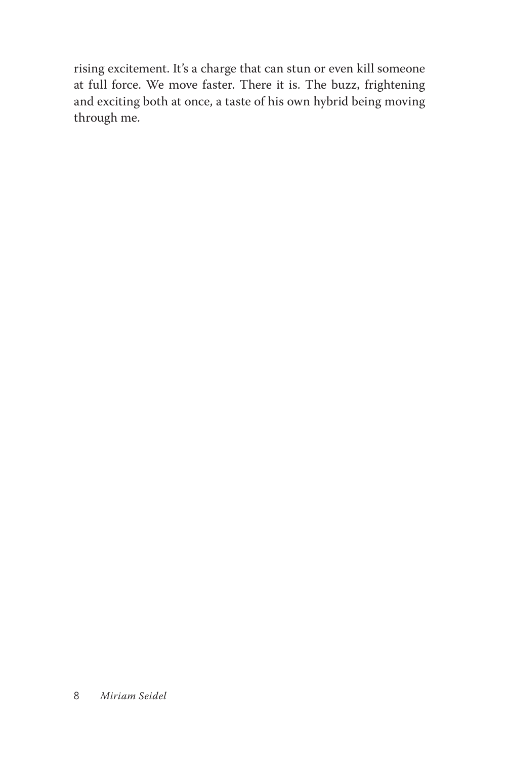rising excitement. It's a charge that can stun or even kill someone at full force. We move faster. There it is. The buzz, frightening and exciting both at once, a taste of his own hybrid being moving through me.